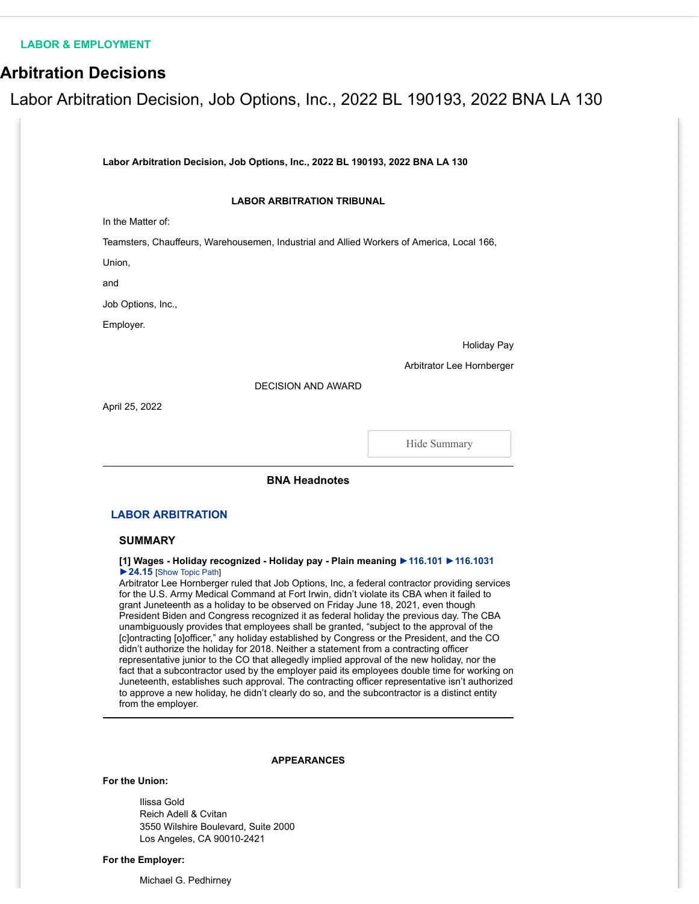LABOR & EMPLOYMENT

# Arbitration Decisions

## Labor Arbitration Decision, Job Options, Inc., 2022 BL 190193, 2022 BNA LA 130

**Labor Arbitration Decision, Job Options, Inc., 2022 BL 190193, 2022 BNA LA 130**

**LABOR ARBITRATION TRIBUNAL**

In the Matter of:

Teamsters, Chauffeurs, Warehousemen, Industrial and Allied Workers of America, Local 166,

Union,

and

Job Options, Inc.,

Employer.

Holiday Pay

Arbitrator Lee Hornberger

DECISION AND AWARD

April 25, 2022

Hide Summary

### BNA Headnotes

#### LABOR ARBITRATION

##### SUMMARY

**[1] Wages - Holiday recognized - Holiday pay - Plain meaning** ►116.101 ►116.1031 ►24.15 [Show Topic Path]

Arbitrator Lee Hornberger ruled that Job Options, Inc, a federal contractor providing services for the U.S. Army Medical Command at Fort Irwin, didn't violate its CBA when it failed to grant Juneteenth as a holiday to be observed on Friday June 18, 2021, even though President Biden and Congress recognized it as federal holiday the previous day. The CBA unambiguously provides that employees shall be granted, "subject to the approval of the [c]ontracting [o]fficer," any holiday established by Congress or the President, and the CO didn't authorize the holiday for 2018. Neither a statement from a contracting officer representative junior to the CO that allegedly implied approval of the new holiday, nor the fact that a subcontractor used by the employer paid its employees double time for working on Juneteenth, establishes such approval. The contracting officer representative isn't authorized to approve a new holiday, he didn't clearly do so, and the subcontractor is a distinct entity from the employer.

**APPEARANCES**

**For the Union:**

Ilissa Gold
Reich Adell & Cvitan
3550 Wilshire Boulevard, Suite 2000
Los Angeles, CA 90010-2421

**For the Employer:**

Michael G. Pedhirney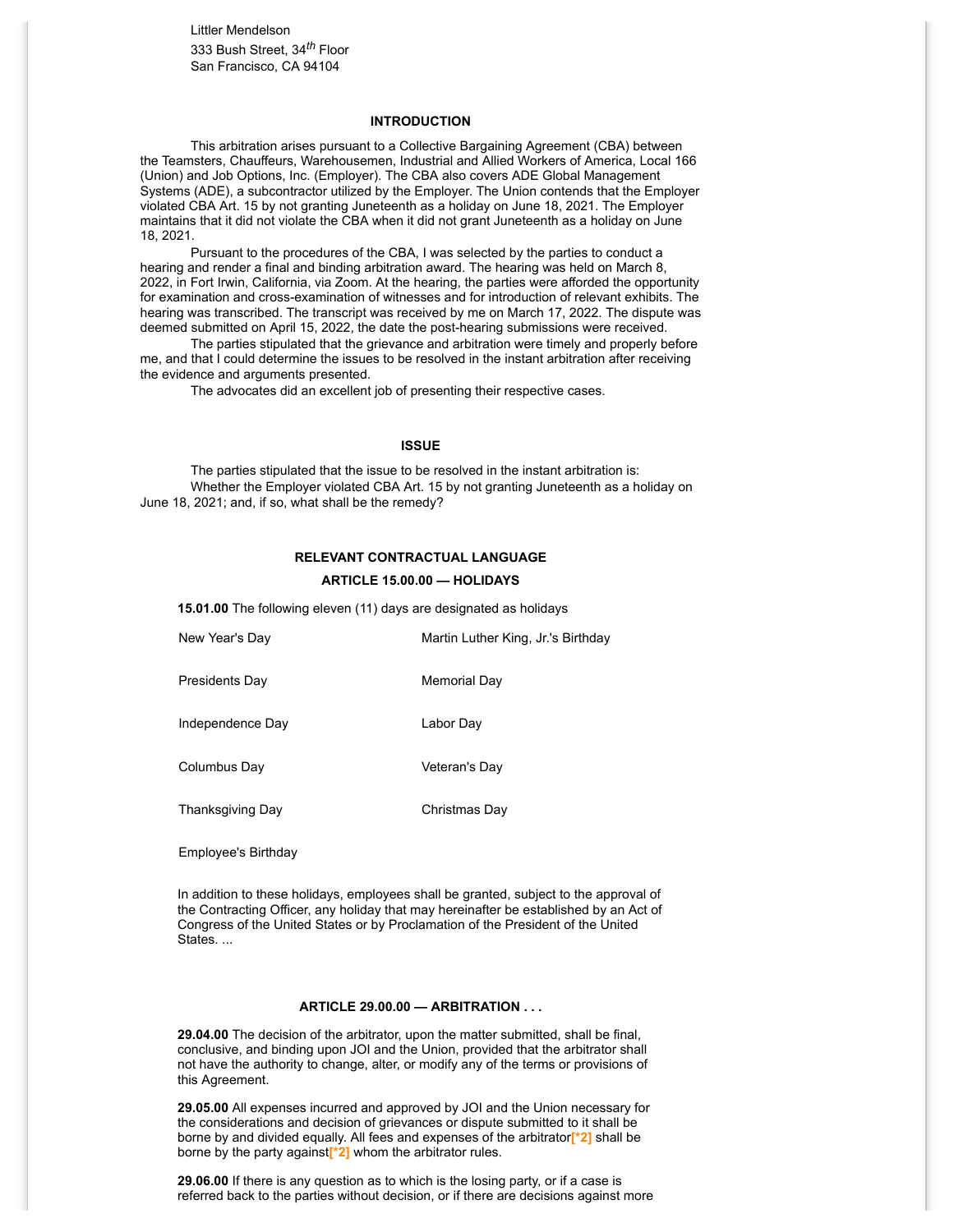Littler Mendelson
333 Bush Street, 34th Floor
San Francisco, CA 94104

## INTRODUCTION

This arbitration arises pursuant to a Collective Bargaining Agreement (CBA) between the Teamsters, Chauffeurs, Warehousemen, Industrial and Allied Workers of America, Local 166 (Union) and Job Options, Inc. (Employer). The CBA also covers ADE Global Management Systems (ADE), a subcontractor utilized by the Employer. The Union contends that the Employer violated CBA Art. 15 by not granting Juneteenth as a holiday on June 18, 2021. The Employer maintains that it did not violate the CBA when it did not grant Juneteenth as a holiday on June 18, 2021.

Pursuant to the procedures of the CBA, I was selected by the parties to conduct a hearing and render a final and binding arbitration award. The hearing was held on March 8, 2022, in Fort Irwin, California, via Zoom. At the hearing, the parties were afforded the opportunity for examination and cross-examination of witnesses and for introduction of relevant exhibits. The hearing was transcribed. The transcript was received by me on March 17, 2022. The dispute was deemed submitted on April 15, 2022, the date the post-hearing submissions were received.

The parties stipulated that the grievance and arbitration were timely and properly before me, and that I could determine the issues to be resolved in the instant arbitration after receiving the evidence and arguments presented.

The advocates did an excellent job of presenting their respective cases.

## ISSUE

The parties stipulated that the issue to be resolved in the instant arbitration is:

Whether the Employer violated CBA Art. 15 by not granting Juneteenth as a holiday on June 18, 2021; and, if so, what shall be the remedy?

## RELEVANT CONTRACTUAL LANGUAGE

### ARTICLE 15.00.00 — HOLIDAYS

**15.01.00** The following eleven (11) days are designated as holidays

| | |
|---|---|
| New Year's Day | Martin Luther King, Jr.'s Birthday |
| Presidents Day | Memorial Day |
| Independence Day | Labor Day |
| Columbus Day | Veteran's Day |
| Thanksgiving Day | Christmas Day |
| Employee's Birthday | |

In addition to these holidays, employees shall be granted, subject to the approval of the Contracting Officer, any holiday that may hereinafter be established by an Act of Congress of the United States or by Proclamation of the President of the United States. ...

### ARTICLE 29.00.00 — ARBITRATION . . .

**29.04.00** The decision of the arbitrator, upon the matter submitted, shall be final, conclusive, and binding upon JOI and the Union, provided that the arbitrator shall not have the authority to change, alter, or modify any of the terms or provisions of this Agreement.

**29.05.00** All expenses incurred and approved by JOI and the Union necessary for the considerations and decision of grievances or dispute submitted to it shall be borne by and divided equally. All fees and expenses of the arbitrator[*2] shall be borne by the party against[*2] whom the arbitrator rules.

**29.06.00** If there is any question as to which is the losing party, or if a case is referred back to the parties without decision, or if there are decisions against more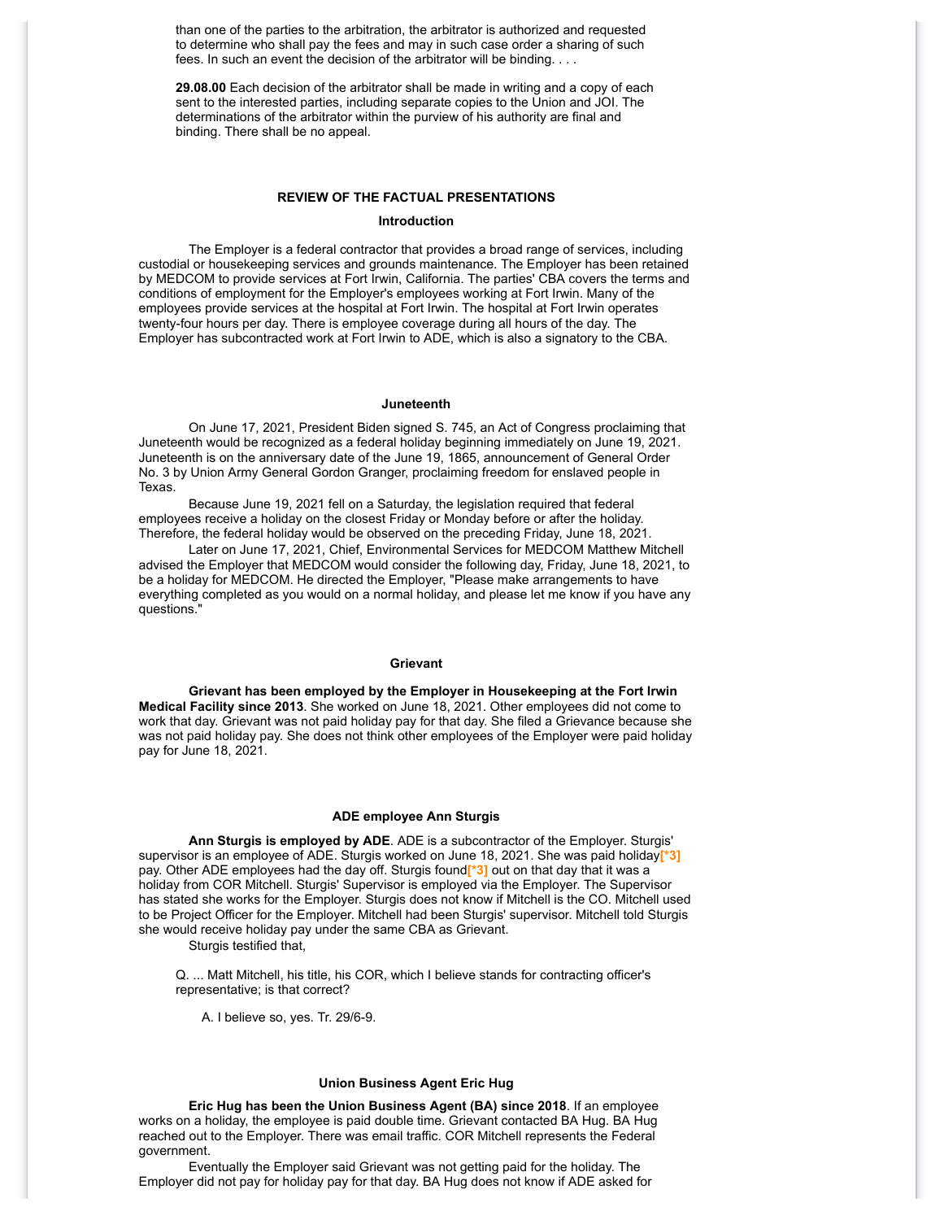than one of the parties to the arbitration, the arbitrator is authorized and requested to determine who shall pay the fees and may in such case order a sharing of such fees. In such an event the decision of the arbitrator will be binding. . . .

**29.08.00** Each decision of the arbitrator shall be made in writing and a copy of each sent to the interested parties, including separate copies to the Union and JOI. The determinations of the arbitrator within the purview of his authority are final and binding. There shall be no appeal.

## REVIEW OF THE FACTUAL PRESENTATIONS

### Introduction

The Employer is a federal contractor that provides a broad range of services, including custodial or housekeeping services and grounds maintenance. The Employer has been retained by MEDCOM to provide services at Fort Irwin, California. The parties' CBA covers the terms and conditions of employment for the Employer's employees working at Fort Irwin. Many of the employees provide services at the hospital at Fort Irwin. The hospital at Fort Irwin operates twenty-four hours per day. There is employee coverage during all hours of the day. The Employer has subcontracted work at Fort Irwin to ADE, which is also a signatory to the CBA.

### Juneteenth

On June 17, 2021, President Biden signed S. 745, an Act of Congress proclaiming that Juneteenth would be recognized as a federal holiday beginning immediately on June 19, 2021. Juneteenth is on the anniversary date of the June 19, 1865, announcement of General Order No. 3 by Union Army General Gordon Granger, proclaiming freedom for enslaved people in Texas.

Because June 19, 2021 fell on a Saturday, the legislation required that federal employees receive a holiday on the closest Friday or Monday before or after the holiday. Therefore, the federal holiday would be observed on the preceding Friday, June 18, 2021.

Later on June 17, 2021, Chief, Environmental Services for MEDCOM Matthew Mitchell advised the Employer that MEDCOM would consider the following day, Friday, June 18, 2021, to be a holiday for MEDCOM. He directed the Employer, "Please make arrangements to have everything completed as you would on a normal holiday, and please let me know if you have any questions."

### Grievant

**Grievant has been employed by the Employer in Housekeeping at the Fort Irwin Medical Facility since 2013**. She worked on June 18, 2021. Other employees did not come to work that day. Grievant was not paid holiday pay for that day. She filed a Grievance because she was not paid holiday pay. She does not think other employees of the Employer were paid holiday pay for June 18, 2021.

### ADE employee Ann Sturgis

**Ann Sturgis is employed by ADE**. ADE is a subcontractor of the Employer. Sturgis' supervisor is an employee of ADE. Sturgis worked on June 18, 2021. She was paid holiday[*3] pay. Other ADE employees had the day off. Sturgis found[*3] out on that day that it was a holiday from COR Mitchell. Sturgis' Supervisor is employed via the Employer. The Supervisor has stated she works for the Employer. Sturgis does not know if Mitchell is the CO. Mitchell used to be Project Officer for the Employer. Mitchell had been Sturgis' supervisor. Mitchell told Sturgis she would receive holiday pay under the same CBA as Grievant.

Sturgis testified that,

Q. ... Matt Mitchell, his title, his COR, which I believe stands for contracting officer's representative; is that correct?

A. I believe so, yes. Tr. 29/6-9.

### Union Business Agent Eric Hug

**Eric Hug has been the Union Business Agent (BA) since 2018**. If an employee works on a holiday, the employee is paid double time. Grievant contacted BA Hug. BA Hug reached out to the Employer. There was email traffic. COR Mitchell represents the Federal government.

Eventually the Employer said Grievant was not getting paid for the holiday. The Employer did not pay for holiday pay for that day. BA Hug does not know if ADE asked for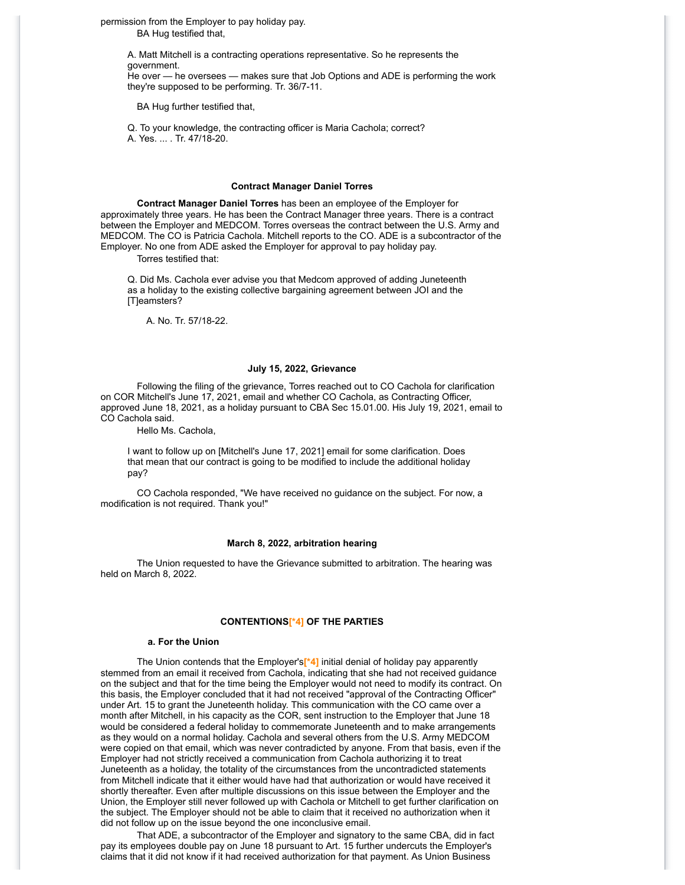permission from the Employer to pay holiday pay.

BA Hug testified that,

> A. Matt Mitchell is a contracting operations representative. So he represents the government.
> He over — he oversees — makes sure that Job Options and ADE is performing the work they're supposed to be performing. Tr. 36/7-11.

BA Hug further testified that,

> Q. To your knowledge, the contracting officer is Maria Cachola; correct?
> A. Yes. ... . Tr. 47/18-20.

#### Contract Manager Daniel Torres

**Contract Manager Daniel Torres** has been an employee of the Employer for approximately three years. He has been the Contract Manager three years. There is a contract between the Employer and MEDCOM. Torres overseas the contract between the U.S. Army and MEDCOM. The CO is Patricia Cachola. Mitchell reports to the CO. ADE is a subcontractor of the Employer. No one from ADE asked the Employer for approval to pay holiday pay.

Torres testified that:

> Q. Did Ms. Cachola ever advise you that Medcom approved of adding Juneteenth as a holiday to the existing collective bargaining agreement between JOI and the [T]eamsters?
>
> A. No. Tr. 57/18-22.

#### July 15, 2022, Grievance

Following the filing of the grievance, Torres reached out to CO Cachola for clarification on COR Mitchell's June 17, 2021, email and whether CO Cachola, as Contracting Officer, approved June 18, 2021, as a holiday pursuant to CBA Sec 15.01.00. His July 19, 2021, email to CO Cachola said.

Hello Ms. Cachola,

> I want to follow up on [Mitchell's June 17, 2021] email for some clarification. Does that mean that our contract is going to be modified to include the additional holiday pay?

CO Cachola responded, "We have received no guidance on the subject. For now, a modification is not required. Thank you!"

#### March 8, 2022, arbitration hearing

The Union requested to have the Grievance submitted to arbitration. The hearing was held on March 8, 2022.

#### CONTENTIONS[*4] OF THE PARTIES

##### a. For the Union

The Union contends that the Employer's[*4] initial denial of holiday pay apparently stemmed from an email it received from Cachola, indicating that she had not received guidance on the subject and that for the time being the Employer would not need to modify its contract. On this basis, the Employer concluded that it had not received "approval of the Contracting Officer" under Art. 15 to grant the Juneteenth holiday. This communication with the CO came over a month after Mitchell, in his capacity as the COR, sent instruction to the Employer that June 18 would be considered a federal holiday to commemorate Juneteenth and to make arrangements as they would on a normal holiday. Cachola and several others from the U.S. Army MEDCOM were copied on that email, which was never contradicted by anyone. From that basis, even if the Employer had not strictly received a communication from Cachola authorizing it to treat Juneteenth as a holiday, the totality of the circumstances from the uncontradicted statements from Mitchell indicate that it either would have had that authorization or would have received it shortly thereafter. Even after multiple discussions on this issue between the Employer and the Union, the Employer still never followed up with Cachola or Mitchell to get further clarification on the subject. The Employer should not be able to claim that it received no authorization when it did not follow up on the issue beyond the one inconclusive email.

That ADE, a subcontractor of the Employer and signatory to the same CBA, did in fact pay its employees double pay on June 18 pursuant to Art. 15 further undercuts the Employer's claims that it did not know if it had received authorization for that payment. As Union Business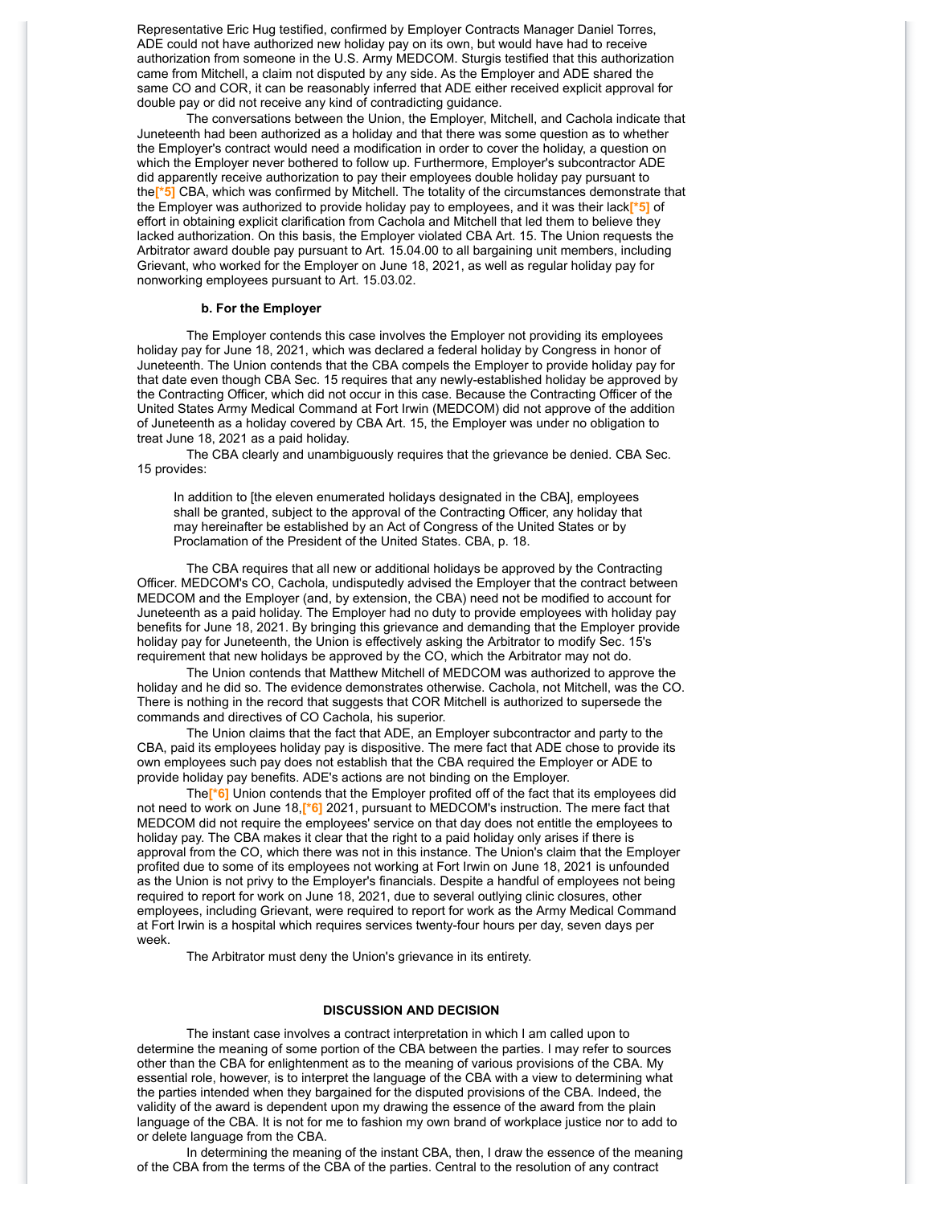Representative Eric Hug testified, confirmed by Employer Contracts Manager Daniel Torres, ADE could not have authorized new holiday pay on its own, but would have had to receive authorization from someone in the U.S. Army MEDCOM. Sturgis testified that this authorization came from Mitchell, a claim not disputed by any side. As the Employer and ADE shared the same CO and COR, it can be reasonably inferred that ADE either received explicit approval for double pay or did not receive any kind of contradicting guidance.

The conversations between the Union, the Employer, Mitchell, and Cachola indicate that Juneteenth had been authorized as a holiday and that there was some question as to whether the Employer's contract would need a modification in order to cover the holiday, a question on which the Employer never bothered to follow up. Furthermore, Employer's subcontractor ADE did apparently receive authorization to pay their employees double holiday pay pursuant to the[*5] CBA, which was confirmed by Mitchell. The totality of the circumstances demonstrate that the Employer was authorized to provide holiday pay to employees, and it was their lack[*5] of effort in obtaining explicit clarification from Cachola and Mitchell that led them to believe they lacked authorization. On this basis, the Employer violated CBA Art. 15. The Union requests the Arbitrator award double pay pursuant to Art. 15.04.00 to all bargaining unit members, including Grievant, who worked for the Employer on June 18, 2021, as well as regular holiday pay for nonworking employees pursuant to Art. 15.03.02.

**b. For the Employer**

The Employer contends this case involves the Employer not providing its employees holiday pay for June 18, 2021, which was declared a federal holiday by Congress in honor of Juneteenth. The Union contends that the CBA compels the Employer to provide holiday pay for that date even though CBA Sec. 15 requires that any newly-established holiday be approved by the Contracting Officer, which did not occur in this case. Because the Contracting Officer of the United States Army Medical Command at Fort Irwin (MEDCOM) did not approve of the addition of Juneteenth as a holiday covered by CBA Art. 15, the Employer was under no obligation to treat June 18, 2021 as a paid holiday.

The CBA clearly and unambiguously requires that the grievance be denied. CBA Sec. 15 provides:

> In addition to [the eleven enumerated holidays designated in the CBA], employees shall be granted, subject to the approval of the Contracting Officer, any holiday that may hereinafter be established by an Act of Congress of the United States or by Proclamation of the President of the United States. CBA, p. 18.

The CBA requires that all new or additional holidays be approved by the Contracting Officer. MEDCOM's CO, Cachola, undisputedly advised the Employer that the contract between MEDCOM and the Employer (and, by extension, the CBA) need not be modified to account for Juneteenth as a paid holiday. The Employer had no duty to provide employees with holiday pay benefits for June 18, 2021. By bringing this grievance and demanding that the Employer provide holiday pay for Juneteenth, the Union is effectively asking the Arbitrator to modify Sec. 15's requirement that new holidays be approved by the CO, which the Arbitrator may not do.

The Union contends that Matthew Mitchell of MEDCOM was authorized to approve the holiday and he did so. The evidence demonstrates otherwise. Cachola, not Mitchell, was the CO. There is nothing in the record that suggests that COR Mitchell is authorized to supersede the commands and directives of CO Cachola, his superior.

The Union claims that the fact that ADE, an Employer subcontractor and party to the CBA, paid its employees holiday pay is dispositive. The mere fact that ADE chose to provide its own employees such pay does not establish that the CBA required the Employer or ADE to provide holiday pay benefits. ADE's actions are not binding on the Employer.

The[*6] Union contends that the Employer profited off of the fact that its employees did not need to work on June 18,[*6] 2021, pursuant to MEDCOM's instruction. The mere fact that MEDCOM did not require the employees' service on that day does not entitle the employees to holiday pay. The CBA makes it clear that the right to a paid holiday only arises if there is approval from the CO, which there was not in this instance. The Union's claim that the Employer profited due to some of its employees not working at Fort Irwin on June 18, 2021 is unfounded as the Union is not privy to the Employer's financials. Despite a handful of employees not being required to report for work on June 18, 2021, due to several outlying clinic closures, other employees, including Grievant, were required to report for work as the Army Medical Command at Fort Irwin is a hospital which requires services twenty-four hours per day, seven days per week.

The Arbitrator must deny the Union's grievance in its entirety.

## DISCUSSION AND DECISION

The instant case involves a contract interpretation in which I am called upon to determine the meaning of some portion of the CBA between the parties. I may refer to sources other than the CBA for enlightenment as to the meaning of various provisions of the CBA. My essential role, however, is to interpret the language of the CBA with a view to determining what the parties intended when they bargained for the disputed provisions of the CBA. Indeed, the validity of the award is dependent upon my drawing the essence of the award from the plain language of the CBA. It is not for me to fashion my own brand of workplace justice nor to add to or delete language from the CBA.

In determining the meaning of the instant CBA, then, I draw the essence of the meaning of the CBA from the terms of the CBA of the parties. Central to the resolution of any contract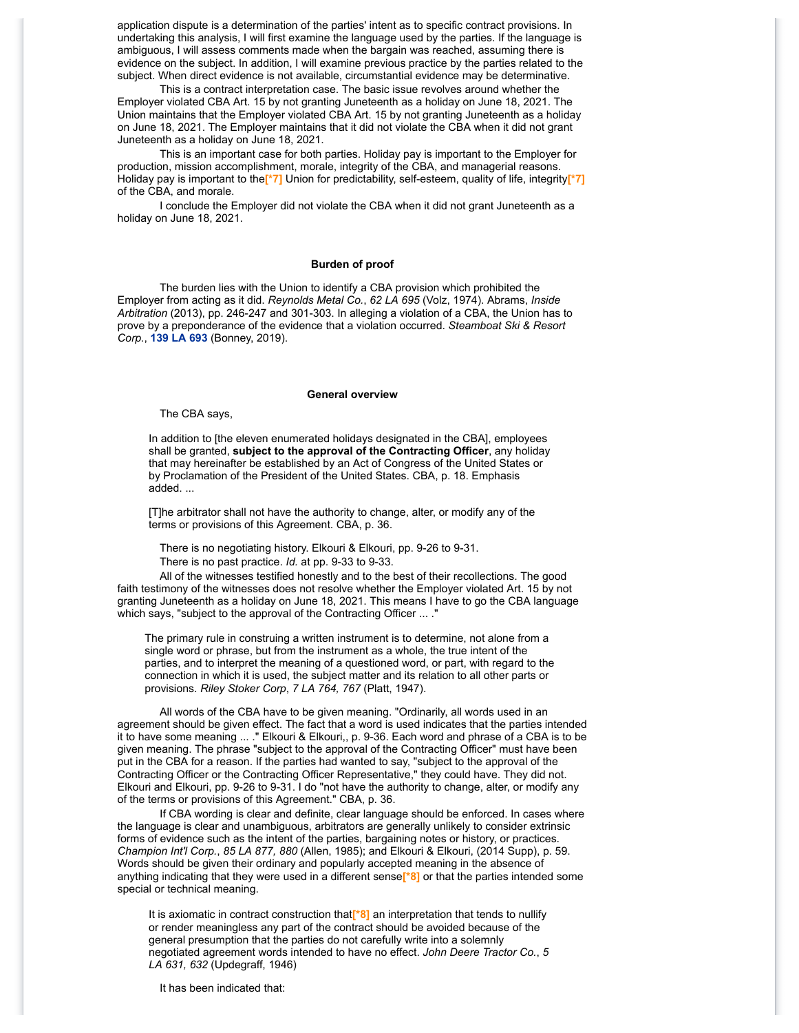application dispute is a determination of the parties' intent as to specific contract provisions. In undertaking this analysis, I will first examine the language used by the parties. If the language is ambiguous, I will assess comments made when the bargain was reached, assuming there is evidence on the subject. In addition, I will examine previous practice by the parties related to the subject. When direct evidence is not available, circumstantial evidence may be determinative.

This is a contract interpretation case. The basic issue revolves around whether the Employer violated CBA Art. 15 by not granting Juneteenth as a holiday on June 18, 2021. The Union maintains that the Employer violated CBA Art. 15 by not granting Juneteenth as a holiday on June 18, 2021. The Employer maintains that it did not violate the CBA when it did not grant Juneteenth as a holiday on June 18, 2021.

This is an important case for both parties. Holiday pay is important to the Employer for production, mission accomplishment, morale, integrity of the CBA, and managerial reasons. Holiday pay is important to the[*7] Union for predictability, self-esteem, quality of life, integrity[*7] of the CBA, and morale.

I conclude the Employer did not violate the CBA when it did not grant Juneteenth as a holiday on June 18, 2021.

### Burden of proof

The burden lies with the Union to identify a CBA provision which prohibited the Employer from acting as it did. *Reynolds Metal Co.*, *62 LA 695* (Volz, 1974). Abrams, *Inside Arbitration* (2013), pp. 246-247 and 301-303. In alleging a violation of a CBA, the Union has to prove by a preponderance of the evidence that a violation occurred. *Steamboat Ski & Resort Corp.*, **139 LA 693** (Bonney, 2019).

### General overview

The CBA says,

> In addition to [the eleven enumerated holidays designated in the CBA], employees shall be granted, **subject to the approval of the Contracting Officer**, any holiday that may hereinafter be established by an Act of Congress of the United States or by Proclamation of the President of the United States. CBA, p. 18. Emphasis added. ...
>
> [T]he arbitrator shall not have the authority to change, alter, or modify any of the terms or provisions of this Agreement. CBA, p. 36.

There is no negotiating history. Elkouri & Elkouri, pp. 9-26 to 9-31.

There is no past practice. *Id.* at pp. 9-33 to 9-33.

All of the witnesses testified honestly and to the best of their recollections. The good faith testimony of the witnesses does not resolve whether the Employer violated Art. 15 by not granting Juneteenth as a holiday on June 18, 2021. This means I have to go the CBA language which says, "subject to the approval of the Contracting Officer ... ."

> The primary rule in construing a written instrument is to determine, not alone from a single word or phrase, but from the instrument as a whole, the true intent of the parties, and to interpret the meaning of a questioned word, or part, with regard to the connection in which it is used, the subject matter and its relation to all other parts or provisions. *Riley Stoker Corp*, *7 LA 764, 767* (Platt, 1947).

All words of the CBA have to be given meaning. "Ordinarily, all words used in an agreement should be given effect. The fact that a word is used indicates that the parties intended it to have some meaning ... ." Elkouri & Elkouri,, p. 9-36. Each word and phrase of a CBA is to be given meaning. The phrase "subject to the approval of the Contracting Officer" must have been put in the CBA for a reason. If the parties had wanted to say, "subject to the approval of the Contracting Officer or the Contracting Officer Representative," they could have. They did not. Elkouri and Elkouri, pp. 9-26 to 9-31. I do "not have the authority to change, alter, or modify any of the terms or provisions of this Agreement." CBA, p. 36.

If CBA wording is clear and definite, clear language should be enforced. In cases where the language is clear and unambiguous, arbitrators are generally unlikely to consider extrinsic forms of evidence such as the intent of the parties, bargaining notes or history, or practices. *Champion Int'l Corp.*, *85 LA 877, 880* (Allen, 1985); and Elkouri & Elkouri, (2014 Supp), p. 59. Words should be given their ordinary and popularly accepted meaning in the absence of anything indicating that they were used in a different sense[*8] or that the parties intended some special or technical meaning.

> It is axiomatic in contract construction that[*8] an interpretation that tends to nullify or render meaningless any part of the contract should be avoided because of the general presumption that the parties do not carefully write into a solemnly negotiated agreement words intended to have no effect. *John Deere Tractor Co.*, *5 LA 631, 632* (Updegraff, 1946)

It has been indicated that: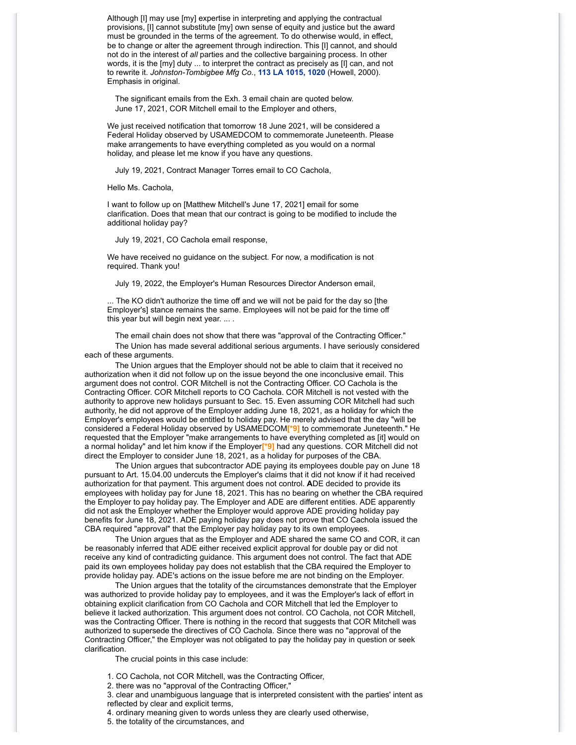> Although [I] may use [my] expertise in interpreting and applying the contractual provisions, [I] cannot substitute [my] own sense of equity and justice but the award must be grounded in the terms of the agreement. To do otherwise would, in effect, be to change or alter the agreement through indirection. This [I] cannot, and should not do in the interest of *all* parties and the collective bargaining process. In other words, it is the [my] duty ... to interpret the contract as precisely as [I] can, and not to rewrite it. *Johnston-Tombigbee Mfg Co.*, **113 LA 1015, 1020** (Howell, 2000). Emphasis in original.

The significant emails from the Exh. 3 email chain are quoted below.

June 17, 2021, COR Mitchell email to the Employer and others,

> We just received notification that tomorrow 18 June 2021, will be considered a Federal Holiday observed by USAMEDCOM to commemorate Juneteenth. Please make arrangements to have everything completed as you would on a normal holiday, and please let me know if you have any questions.

July 19, 2021, Contract Manager Torres email to CO Cachola,

> Hello Ms. Cachola,
>
> I want to follow up on [Matthew Mitchell's June 17, 2021] email for some clarification. Does that mean that our contract is going to be modified to include the additional holiday pay?

July 19, 2021, CO Cachola email response,

> We have received no guidance on the subject. For now, a modification is not required. Thank you!

July 19, 2022, the Employer's Human Resources Director Anderson email,

> ... The KO didn't authorize the time off and we will not be paid for the day so [the Employer's] stance remains the same. Employees will not be paid for the time off this year but will begin next year. ... .

The email chain does not show that there was "approval of the Contracting Officer."

The Union has made several additional serious arguments. I have seriously considered each of these arguments.

The Union argues that the Employer should not be able to claim that it received no authorization when it did not follow up on the issue beyond the one inconclusive email. This argument does not control. COR Mitchell is not the Contracting Officer. CO Cachola is the Contracting Officer. COR Mitchell reports to CO Cachola. COR Mitchell is not vested with the authority to approve new holidays pursuant to Sec. 15. Even assuming COR Mitchell had such authority, he did not approve of the Employer adding June 18, 2021, as a holiday for which the Employer's employees would be entitled to holiday pay. He merely advised that the day "will be considered a Federal Holiday observed by USAMEDCOM[*9] to commemorate Juneteenth." He requested that the Employer "make arrangements to have everything completed as [it] would on a normal holiday" and let him know if the Employer[*9] had any questions. COR Mitchell did not direct the Employer to consider June 18, 2021, as a holiday for purposes of the CBA.

The Union argues that subcontractor ADE paying its employees double pay on June 18 pursuant to Art. 15.04.00 undercuts the Employer's claims that it did not know if it had received authorization for that payment. This argument does not control. ADE decided to provide its employees with holiday pay for June 18, 2021. This has no bearing on whether the CBA required the Employer to pay holiday pay. The Employer and ADE are different entities. ADE apparently did not ask the Employer whether the Employer would approve ADE providing holiday pay benefits for June 18, 2021. ADE paying holiday pay does not prove that CO Cachola issued the CBA required "approval" that the Employer pay holiday pay to its own employees.

The Union argues that as the Employer and ADE shared the same CO and COR, it can be reasonably inferred that ADE either received explicit approval for double pay or did not receive any kind of contradicting guidance. This argument does not control. The fact that ADE paid its own employees holiday pay does not establish that the CBA required the Employer to provide holiday pay. ADE's actions on the issue before me are not binding on the Employer.

The Union argues that the totality of the circumstances demonstrate that the Employer was authorized to provide holiday pay to employees, and it was the Employer's lack of effort in obtaining explicit clarification from CO Cachola and COR Mitchell that led the Employer to believe it lacked authorization. This argument does not control. CO Cachola, not COR Mitchell, was the Contracting Officer. There is nothing in the record that suggests that COR Mitchell was authorized to supersede the directives of CO Cachola. Since there was no "approval of the Contracting Officer," the Employer was not obligated to pay the holiday pay in question or seek clarification.

The crucial points in this case include:

1. CO Cachola, not COR Mitchell, was the Contracting Officer,
2. there was no "approval of the Contracting Officer,"
3. clear and unambiguous language that is interpreted consistent with the parties' intent as reflected by clear and explicit terms,
4. ordinary meaning given to words unless they are clearly used otherwise,
5. the totality of the circumstances, and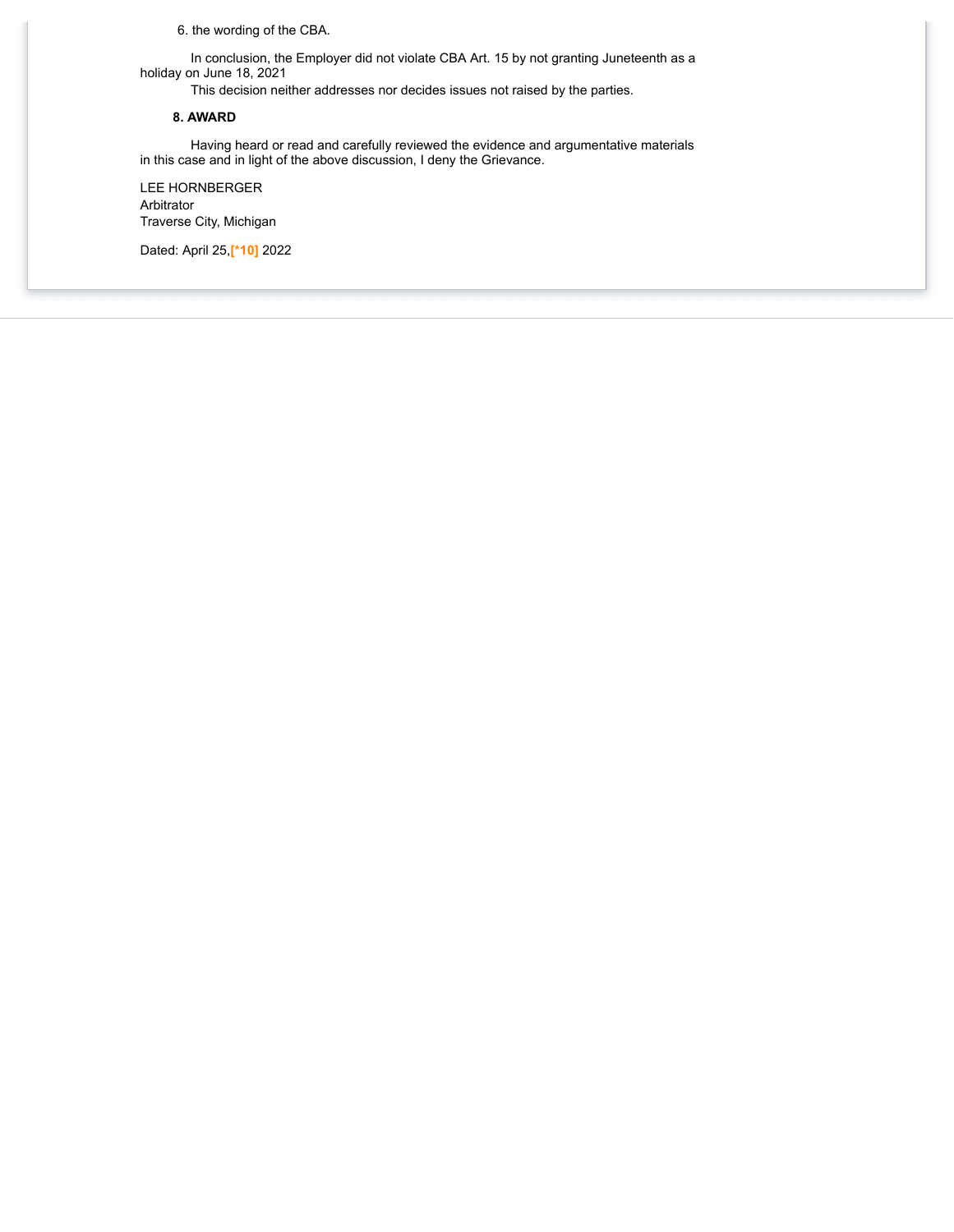6. the wording of the CBA.

In conclusion, the Employer did not violate CBA Art. 15 by not granting Juneteenth as a holiday on June 18, 2021

This decision neither addresses nor decides issues not raised by the parties.

**8. AWARD**

Having heard or read and carefully reviewed the evidence and argumentative materials in this case and in light of the above discussion, I deny the Grievance.

LEE HORNBERGER
Arbitrator
Traverse City, Michigan

Dated: April 25,[*10] 2022